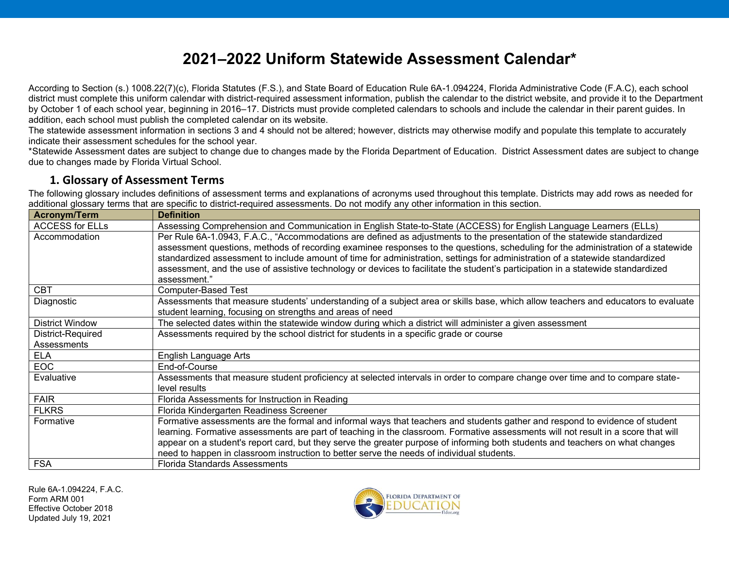# 2021–2022 Uniform Statewide Assessment Calendar*

According to Section (s.) 1008.22(7)(c), Florida Statutes (F.S.), and State Board of Education Rule 6A-1.094224, Florida Administrative Code (F.A.C), each school district must complete this uniform calendar with district-required assessment information, publish the calendar to the district website, and provide it to the Department by October 1 of each school year, beginning in 2016–17. Districts must provide completed calendars to schools and include the calendar in their parent guides. In addition, each school must publish the completed calendar on its website.

The statewide assessment information in sections 3 and 4 should not be altered; however, districts may otherwise modify and populate this template to accurately indicate their assessment schedules for the school year.

*Statewide Assessment dates are subject to change due to changes made by the Florida Department of Education. District Assessment dates are subject to change due to changes made by Florida Virtual School.

## 1. Glossary of Assessment Terms

The following glossary includes definitions of assessment terms and explanations of acronyms used throughout this template. Districts may add rows as needed for additional glossary terms that are specific to district-required assessments. Do not modify any other information in this section.

| Acronym/Term | Definition |
|---|---|
| ACCESS for ELLs | Assessing Comprehension and Communication in English State-to-State (ACCESS) for English Language Learners (ELLs) |
| Accommodation | Per Rule 6A-1.0943, F.A.C., “Accommodations are defined as adjustments to the presentation of the statewide standardized assessment questions, methods of recording examinee responses to the questions, scheduling for the administration of a statewide standardized assessment to include amount of time for administration, settings for administration of a statewide standardized assessment, and the use of assistive technology or devices to facilitate the student’s participation in a statewide standardized assessment.” |
| CBT | Computer-Based Test |
| Diagnostic | Assessments that measure students’ understanding of a subject area or skills base, which allow teachers and educators to evaluate student learning, focusing on strengths and areas of need |
| District Window | The selected dates within the statewide window during which a district will administer a given assessment |
| District-Required Assessments | Assessments required by the school district for students in a specific grade or course |
| ELA | English Language Arts |
| EOC | End-of-Course |
| Evaluative | Assessments that measure student proficiency at selected intervals in order to compare change over time and to compare state-level results |
| FAIR | Florida Assessments for Instruction in Reading |
| FLKRS | Florida Kindergarten Readiness Screener |
| Formative | Formative assessments are the formal and informal ways that teachers and students gather and respond to evidence of student learning. Formative assessments are part of teaching in the classroom. Formative assessments will not result in a score that will appear on a student's report card, but they serve the greater purpose of informing both students and teachers on what changes need to happen in classroom instruction to better serve the needs of individual students. |
| FSA | Florida Standards Assessments |

Rule 6A-1.094224, F.A.C.
Form ARM 001
Effective October 2018
Updated July 19, 2021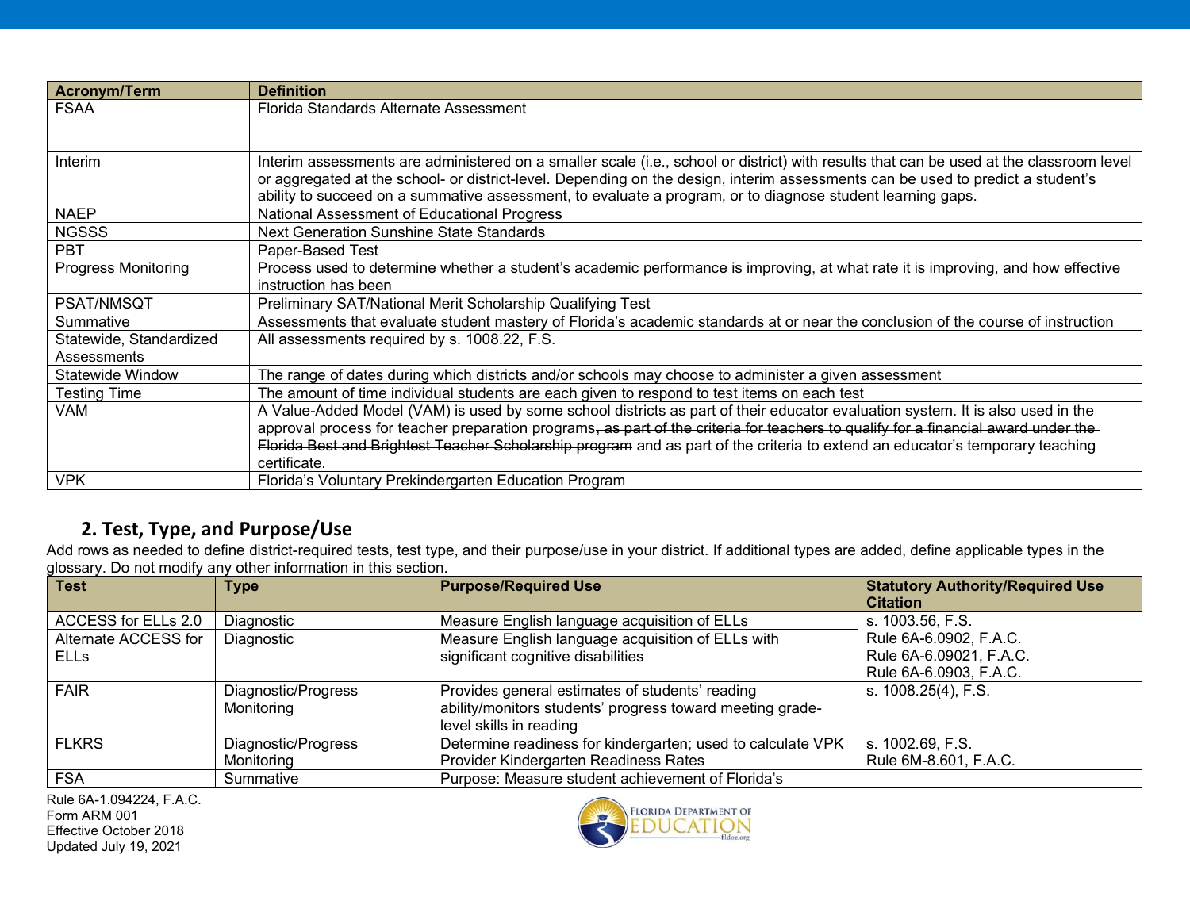| Acronym/Term | Definition |
|---|---|
| FSAA | Florida Standards Alternate Assessment |
| Interim | Interim assessments are administered on a smaller scale (i.e., school or district) with results that can be used at the classroom level or aggregated at the school- or district-level. Depending on the design, interim assessments can be used to predict a student's ability to succeed on a summative assessment, to evaluate a program, or to diagnose student learning gaps. |
| NAEP | National Assessment of Educational Progress |
| NGSSS | Next Generation Sunshine State Standards |
| PBT | Paper-Based Test |
| Progress Monitoring | Process used to determine whether a student's academic performance is improving, at what rate it is improving, and how effective instruction has been |
| PSAT/NMSQT | Preliminary SAT/National Merit Scholarship Qualifying Test |
| Summative | Assessments that evaluate student mastery of Florida's academic standards at or near the conclusion of the course of instruction |
| Statewide, Standardized Assessments | All assessments required by s. 1008.22, F.S. |
| Statewide Window | The range of dates during which districts and/or schools may choose to administer a given assessment |
| Testing Time | The amount of time individual students are each given to respond to test items on each test |
| VAM | A Value-Added Model (VAM) is used by some school districts as part of their educator evaluation system. It is also used in the approval process for teacher preparation programs~~, as part of the criteria for teachers to qualify for a financial award under the Florida Best and Brightest Teacher Scholarship program~~ and as part of the criteria to extend an educator's temporary teaching certificate. |
| VPK | Florida's Voluntary Prekindergarten Education Program |

## 2. Test, Type, and Purpose/Use

Add rows as needed to define district-required tests, test type, and their purpose/use in your district. If additional types are added, define applicable types in the glossary. Do not modify any other information in this section.

| Test | Type | Purpose/Required Use | Statutory Authority/Required Use Citation |
|---|---|---|---|
| ACCESS for ELLs ~~2.0~~ | Diagnostic | Measure English language acquisition of ELLs | s. 1003.56, F.S.<br>Rule 6A-6.0902, F.A.C.<br>Rule 6A-6.09021, F.A.C.<br>Rule 6A-6.0903, F.A.C. |
| Alternate ACCESS for ELLs | Diagnostic | Measure English language acquisition of ELLs with significant cognitive disabilities | |
| FAIR | Diagnostic/Progress Monitoring | Provides general estimates of students' reading ability/monitors students' progress toward meeting grade-level skills in reading | s. 1008.25(4), F.S. |
| FLKRS | Diagnostic/Progress Monitoring | Determine readiness for kindergarten; used to calculate VPK Provider Kindergarten Readiness Rates | s. 1002.69, F.S.<br>Rule 6M-8.601, F.A.C. |
| FSA | Summative | Purpose: Measure student achievement of Florida's | |

Rule 6A-1.094224, F.A.C.
Form ARM 001
Effective October 2018
Updated July 19, 2021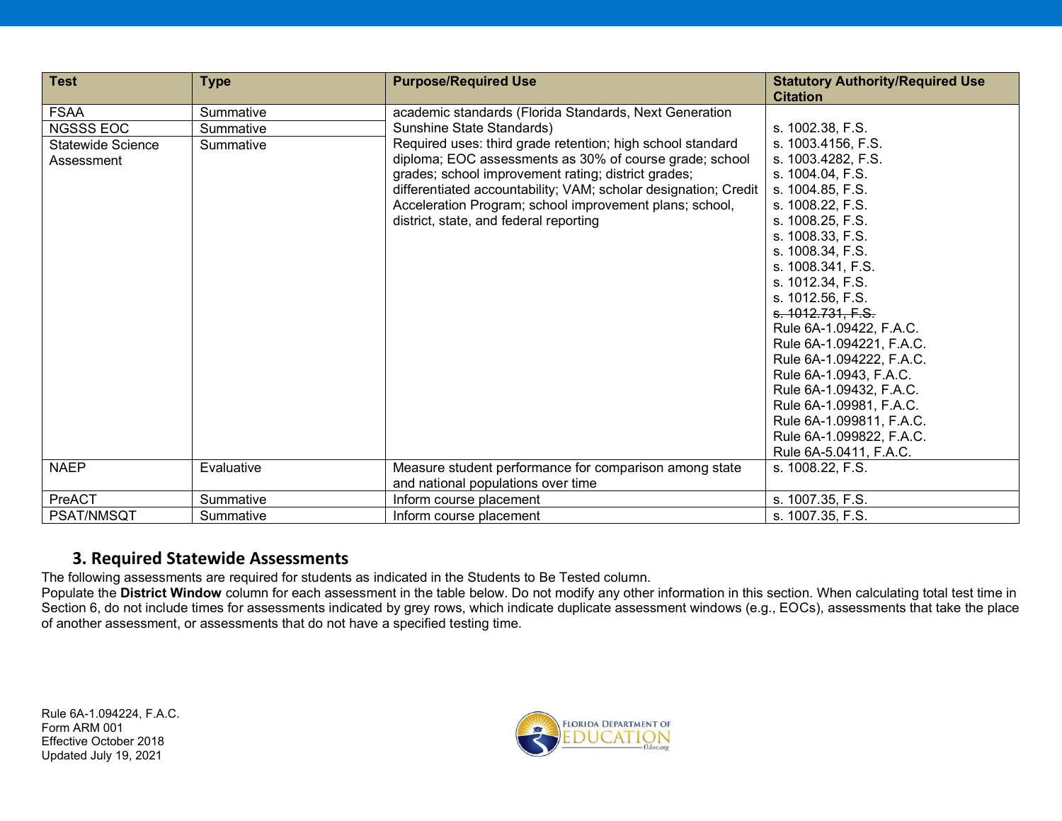| Test | Type | Purpose/Required Use | Statutory Authority/Required Use Citation |
|---|---|---|---|
| FSAA | Summative | academic standards (Florida Standards, Next Generation Sunshine State Standards) Required uses: third grade retention; high school standard diploma; EOC assessments as 30% of course grade; school grades; school improvement rating; district grades; differentiated accountability; VAM; scholar designation; Credit Acceleration Program; school improvement plans; school, district, state, and federal reporting | s. 1002.38, F.S. s. 1003.4156, F.S. s. 1003.4282, F.S. s. 1004.04, F.S. s. 1004.85, F.S. s. 1008.22, F.S. s. 1008.25, F.S. s. 1008.33, F.S. s. 1008.34, F.S. s. 1008.341, F.S. s. 1012.34, F.S. s. 1012.56, F.S. ~~s. 1012.731, F.S.~~ Rule 6A-1.09422, F.A.C. Rule 6A-1.094221, F.A.C. Rule 6A-1.094222, F.A.C. Rule 6A-1.0943, F.A.C. Rule 6A-1.09432, F.A.C. Rule 6A-1.09981, F.A.C. Rule 6A-1.099811, F.A.C. Rule 6A-1.099822, F.A.C. Rule 6A-5.0411, F.A.C. |
| NGSSS EOC | Summative | | |
| Statewide Science Assessment | Summative | | |
| NAEP | Evaluative | Measure student performance for comparison among state and national populations over time | s. 1008.22, F.S. |
| PreACT | Summative | Inform course placement | s. 1007.35, F.S. |
| PSAT/NMSQT | Summative | Inform course placement | s. 1007.35, F.S. |

## 3. Required Statewide Assessments

The following assessments are required for students as indicated in the Students to Be Tested column.

Populate the **District Window** column for each assessment in the table below. Do not modify any other information in this section. When calculating total test time in Section 6, do not include times for assessments indicated by grey rows, which indicate duplicate assessment windows (e.g., EOCs), assessments that take the place of another assessment, or assessments that do not have a specified testing time.

Rule 6A-1.094224, F.A.C.
Form ARM 001
Effective October 2018
Updated July 19, 2021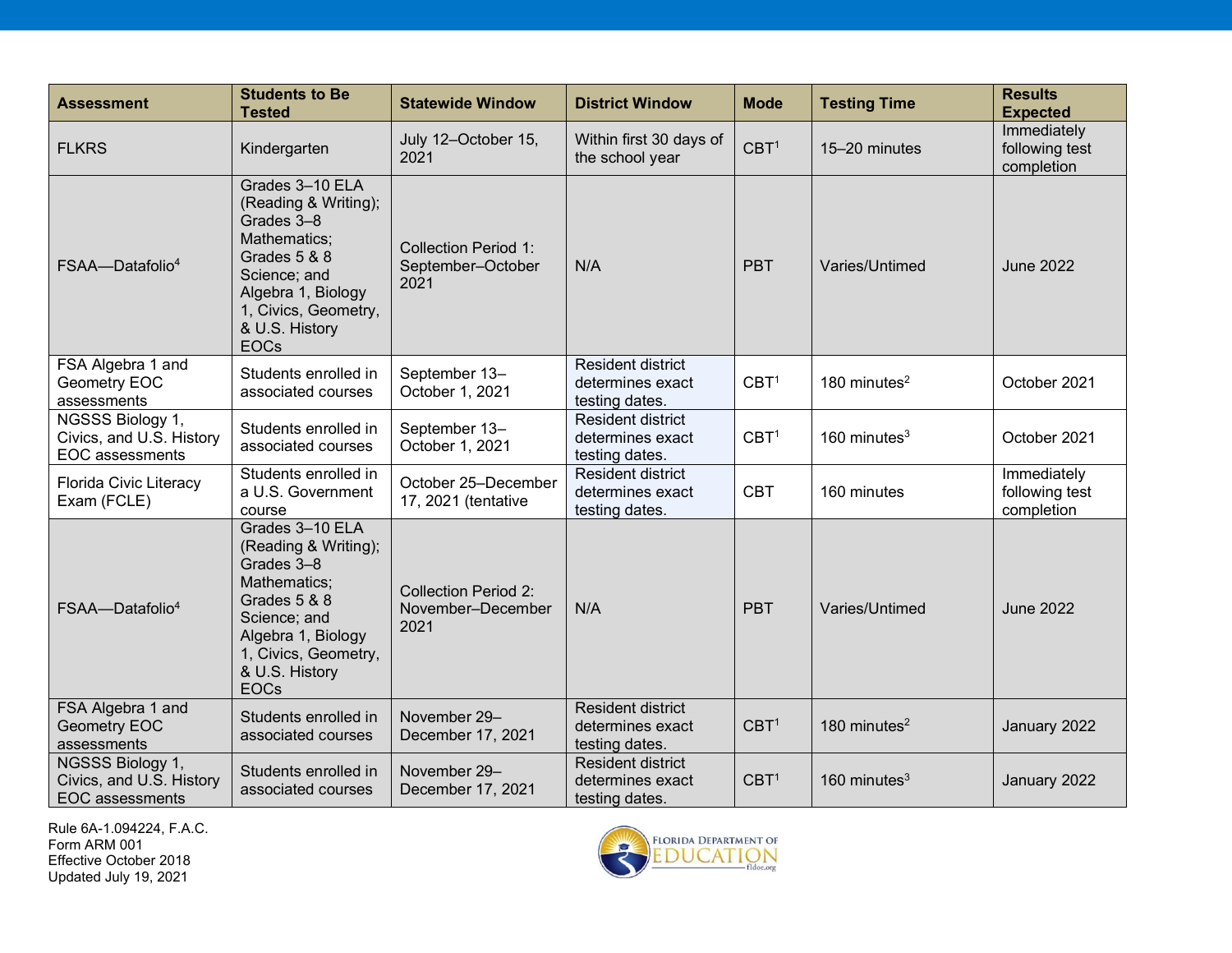| Assessment | Students to Be Tested | Statewide Window | District Window | Mode | Testing Time | Results Expected |
|---|---|---|---|---|---|---|
| FLKRS | Kindergarten | July 12–October 15, 2021 | Within first 30 days of the school year | CBT[1] | 15–20 minutes | Immediately following test completion |
| FSAA—Datafolio[4] | Grades 3–10 ELA (Reading & Writing); Grades 3–8 Mathematics; Grades 5 & 8 Science; and Algebra 1, Biology 1, Civics, Geometry, & U.S. History EOCs | Collection Period 1: September–October 2021 | N/A | PBT | Varies/Untimed | June 2022 |
| FSA Algebra 1 and Geometry EOC assessments | Students enrolled in associated courses | September 13–October 1, 2021 | Resident district determines exact testing dates. | CBT[1] | 180 minutes[2] | October 2021 |
| NGSSS Biology 1, Civics, and U.S. History EOC assessments | Students enrolled in associated courses | September 13–October 1, 2021 | Resident district determines exact testing dates. | CBT[1] | 160 minutes[3] | October 2021 |
| Florida Civic Literacy Exam (FCLE) | Students enrolled in a U.S. Government course | October 25–December 17, 2021 (tentative | Resident district determines exact testing dates. | CBT | 160 minutes | Immediately following test completion |
| FSAA—Datafolio[4] | Grades 3–10 ELA (Reading & Writing); Grades 3–8 Mathematics; Grades 5 & 8 Science; and Algebra 1, Biology 1, Civics, Geometry, & U.S. History EOCs | Collection Period 2: November–December 2021 | N/A | PBT | Varies/Untimed | June 2022 |
| FSA Algebra 1 and Geometry EOC assessments | Students enrolled in associated courses | November 29–December 17, 2021 | Resident district determines exact testing dates. | CBT[1] | 180 minutes[2] | January 2022 |
| NGSSS Biology 1, Civics, and U.S. History EOC assessments | Students enrolled in associated courses | November 29–December 17, 2021 | Resident district determines exact testing dates. | CBT[1] | 160 minutes[3] | January 2022 |

Rule 6A-1.094224, F.A.C.
Form ARM 001
Effective October 2018
Updated July 19, 2021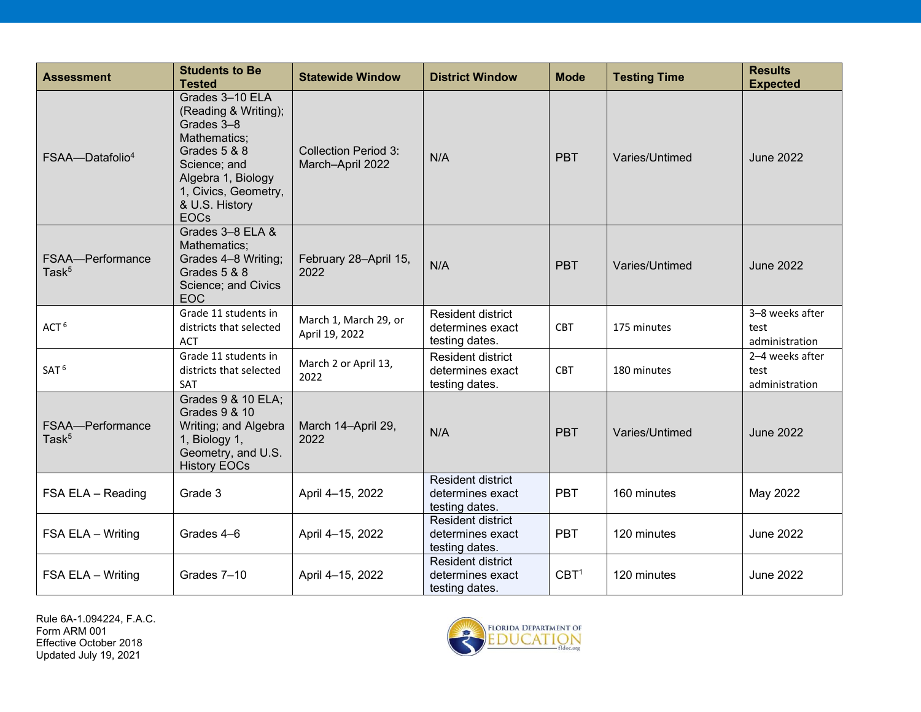| Assessment | Students to Be Tested | Statewide Window | District Window | Mode | Testing Time | Results Expected |
|---|---|---|---|---|---|---|
| FSAA—Datafolio[4] | Grades 3–10 ELA (Reading & Writing); Grades 3–8 Mathematics; Grades 5 & 8 Science; and Algebra 1, Biology 1, Civics, Geometry, & U.S. History EOCs | Collection Period 3: March–April 2022 | N/A | PBT | Varies/Untimed | June 2022 |
| FSAA—Performance Task[5] | Grades 3–8 ELA & Mathematics; Grades 4–8 Writing; Grades 5 & 8 Science; and Civics EOC | February 28–April 15, 2022 | N/A | PBT | Varies/Untimed | June 2022 |
| ACT[6] | Grade 11 students in districts that selected ACT | March 1, March 29, or April 19, 2022 | Resident district determines exact testing dates. | CBT | 175 minutes | 3–8 weeks after test administration |
| SAT[6] | Grade 11 students in districts that selected SAT | March 2 or April 13, 2022 | Resident district determines exact testing dates. | CBT | 180 minutes | 2–4 weeks after test administration |
| FSAA—Performance Task[5] | Grades 9 & 10 ELA; Grades 9 & 10 Writing; and Algebra 1, Biology 1, Geometry, and U.S. History EOCs | March 14–April 29, 2022 | N/A | PBT | Varies/Untimed | June 2022 |
| FSA ELA – Reading | Grade 3 | April 4–15, 2022 | Resident district determines exact testing dates. | PBT | 160 minutes | May 2022 |
| FSA ELA – Writing | Grades 4–6 | April 4–15, 2022 | Resident district determines exact testing dates. | PBT | 120 minutes | June 2022 |
| FSA ELA – Writing | Grades 7–10 | April 4–15, 2022 | Resident district determines exact testing dates. | CBT[1] | 120 minutes | June 2022 |

Rule 6A-1.094224, F.A.C.
Form ARM 001
Effective October 2018
Updated July 19, 2021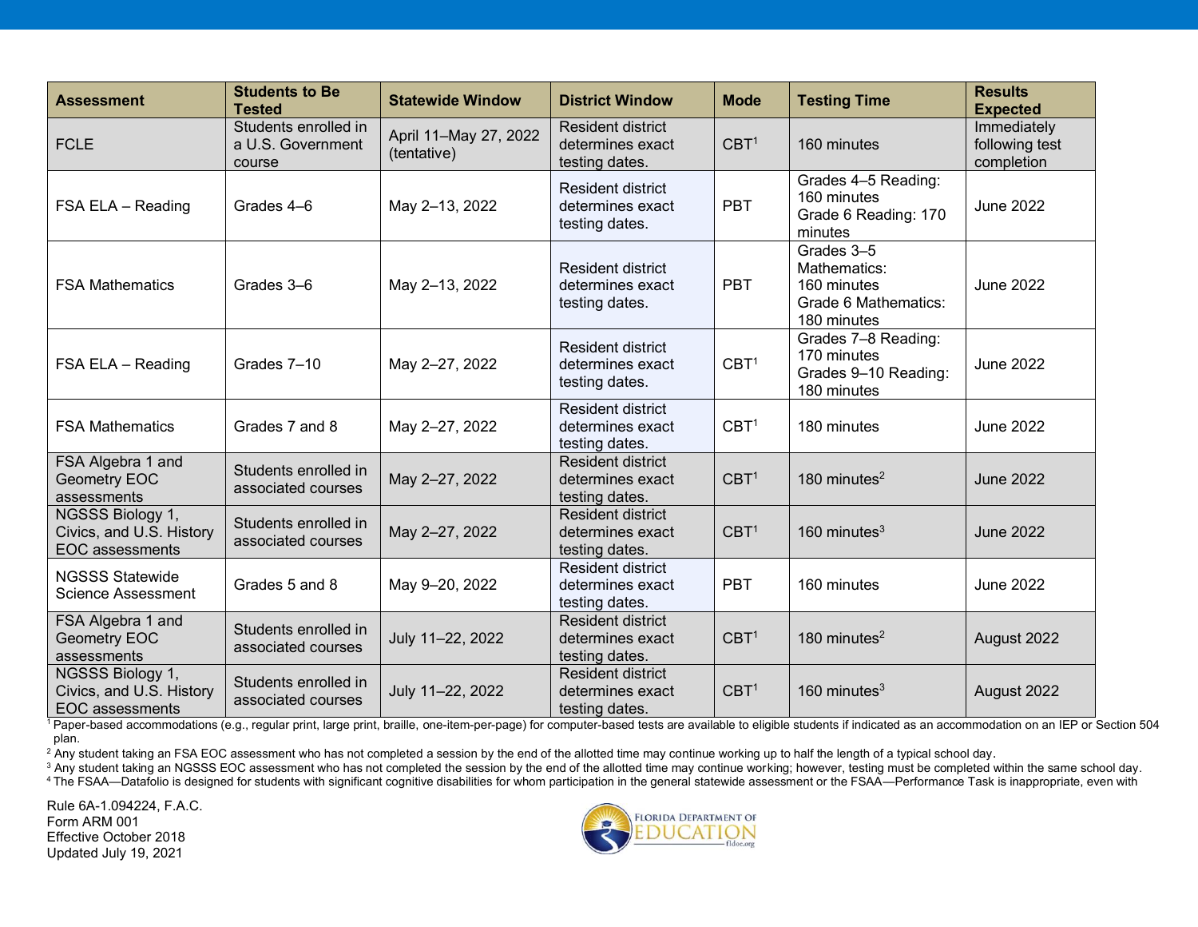| Assessment | Students to Be Tested | Statewide Window | District Window | Mode | Testing Time | Results Expected |
|---|---|---|---|---|---|---|
| FCLE | Students enrolled in a U.S. Government course | April 11–May 27, 2022 (tentative) | Resident district determines exact testing dates. | CBT[1] | 160 minutes | Immediately following test completion |
| FSA ELA – Reading | Grades 4–6 | May 2–13, 2022 | Resident district determines exact testing dates. | PBT | Grades 4–5 Reading: 160 minutes<br>Grade 6 Reading: 170 minutes | June 2022 |
| FSA Mathematics | Grades 3–6 | May 2–13, 2022 | Resident district determines exact testing dates. | PBT | Grades 3–5 Mathematics: 160 minutes<br>Grade 6 Mathematics: 180 minutes | June 2022 |
| FSA ELA – Reading | Grades 7–10 | May 2–27, 2022 | Resident district determines exact testing dates. | CBT[1] | Grades 7–8 Reading: 170 minutes<br>Grades 9–10 Reading: 180 minutes | June 2022 |
| FSA Mathematics | Grades 7 and 8 | May 2–27, 2022 | Resident district determines exact testing dates. | CBT[1] | 180 minutes | June 2022 |
| FSA Algebra 1 and Geometry EOC assessments | Students enrolled in associated courses | May 2–27, 2022 | Resident district determines exact testing dates. | CBT[1] | 180 minutes[2] | June 2022 |
| NGSSS Biology 1, Civics, and U.S. History EOC assessments | Students enrolled in associated courses | May 2–27, 2022 | Resident district determines exact testing dates. | CBT[1] | 160 minutes[3] | June 2022 |
| NGSSS Statewide Science Assessment | Grades 5 and 8 | May 9–20, 2022 | Resident district determines exact testing dates. | PBT | 160 minutes | June 2022 |
| FSA Algebra 1 and Geometry EOC assessments | Students enrolled in associated courses | July 11–22, 2022 | Resident district determines exact testing dates. | CBT[1] | 180 minutes[2] | August 2022 |
| NGSSS Biology 1, Civics, and U.S. History EOC assessments | Students enrolled in associated courses | July 11–22, 2022 | Resident district determines exact testing dates. | CBT[1] | 160 minutes[3] | August 2022 |

[1] Paper-based accommodations (e.g., regular print, large print, braille, one-item-per-page) for computer-based tests are available to eligible students if indicated as an accommodation on an IEP or Section 504 plan.

[2] Any student taking an FSA EOC assessment who has not completed a session by the end of the allotted time may continue working up to half the length of a typical school day.

[3] Any student taking an NGSSS EOC assessment who has not completed the session by the end of the allotted time may continue working; however, testing must be completed within the same school day.

[4] The FSAA—Datafolio is designed for students with significant cognitive disabilities for whom participation in the general statewide assessment or the FSAA—Performance Task is inappropriate, even with

Rule 6A-1.094224, F.A.C.
Form ARM 001
Effective October 2018
Updated July 19, 2021

Florida Department of Education
fldoe.org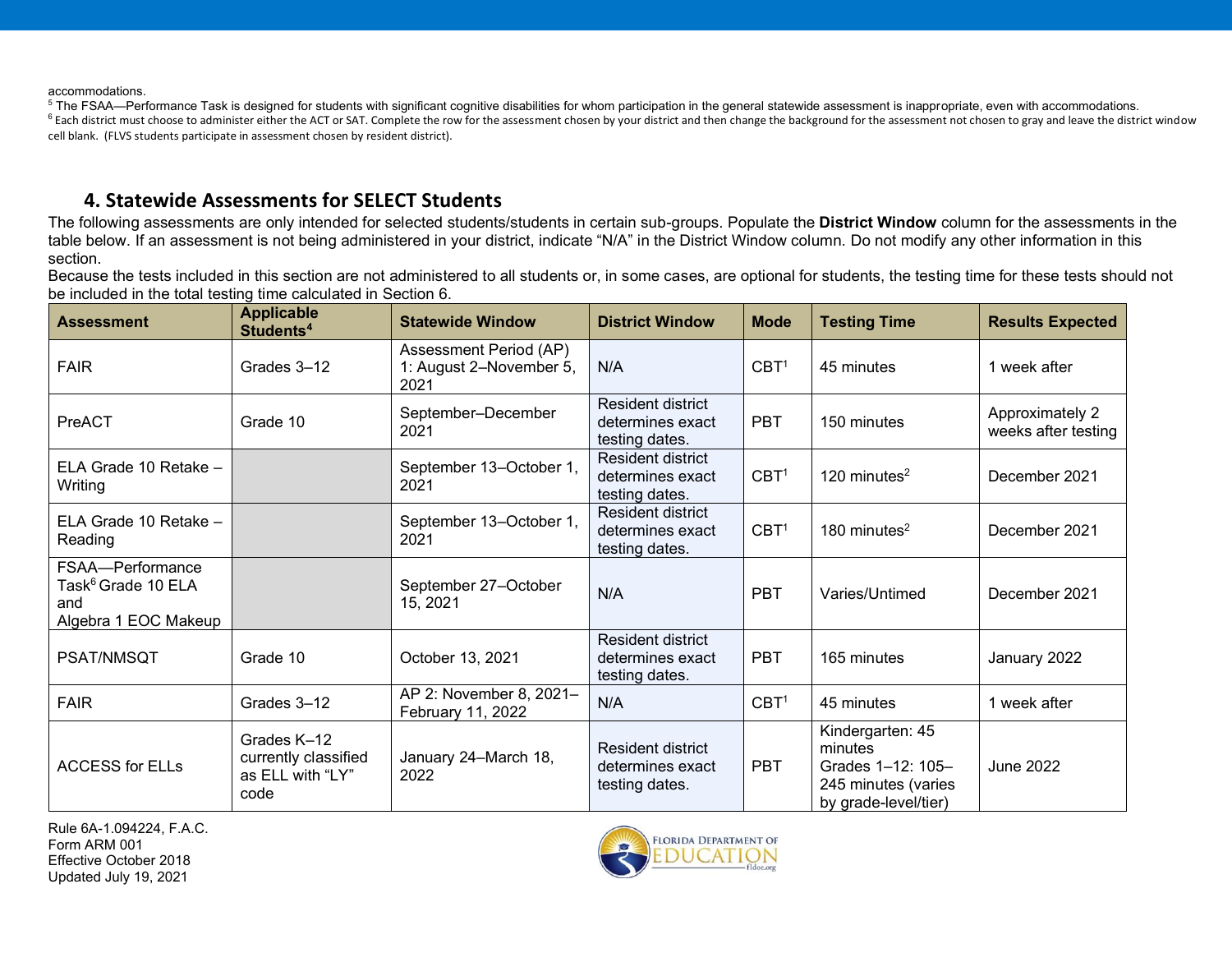accommodations.

[5] The FSAA—Performance Task is designed for students with significant cognitive disabilities for whom participation in the general statewide assessment is inappropriate, even with accommodations.

[6] Each district must choose to administer either the ACT or SAT. Complete the row for the assessment chosen by your district and then change the background for the assessment not chosen to gray and leave the district window cell blank. (FLVS students participate in assessment chosen by resident district).

## 4. Statewide Assessments for SELECT Students

The following assessments are only intended for selected students/students in certain sub-groups. Populate the **District Window** column for the assessments in the table below. If an assessment is not being administered in your district, indicate "N/A" in the District Window column. Do not modify any other information in this section.

Because the tests included in this section are not administered to all students or, in some cases, are optional for students, the testing time for these tests should not be included in the total testing time calculated in Section 6.

| Assessment | Applicable Students[4] | Statewide Window | District Window | Mode | Testing Time | Results Expected |
|---|---|---|---|---|---|---|
| FAIR | Grades 3–12 | Assessment Period (AP) 1: August 2–November 5, 2021 | N/A | CBT[1] | 45 minutes | 1 week after |
| PreACT | Grade 10 | September–December 2021 | Resident district determines exact testing dates. | PBT | 150 minutes | Approximately 2 weeks after testing |
| ELA Grade 10 Retake – Writing | | September 13–October 1, 2021 | Resident district determines exact testing dates. | CBT[1] | 120 minutes[2] | December 2021 |
| ELA Grade 10 Retake – Reading | | September 13–October 1, 2021 | Resident district determines exact testing dates. | CBT[1] | 180 minutes[2] | December 2021 |
| FSAA—Performance Task[6] Grade 10 ELA and Algebra 1 EOC Makeup | | September 27–October 15, 2021 | N/A | PBT | Varies/Untimed | December 2021 |
| PSAT/NMSQT | Grade 10 | October 13, 2021 | Resident district determines exact testing dates. | PBT | 165 minutes | January 2022 |
| FAIR | Grades 3–12 | AP 2: November 8, 2021–February 11, 2022 | N/A | CBT[1] | 45 minutes | 1 week after |
| ACCESS for ELLs | Grades K–12 currently classified as ELL with "LY" code | January 24–March 18, 2022 | Resident district determines exact testing dates. | PBT | Kindergarten: 45 minutes<br>Grades 1–12: 105–245 minutes (varies by grade-level/tier) | June 2022 |

Rule 6A-1.094224, F.A.C.
Form ARM 001
Effective October 2018
Updated July 19, 2021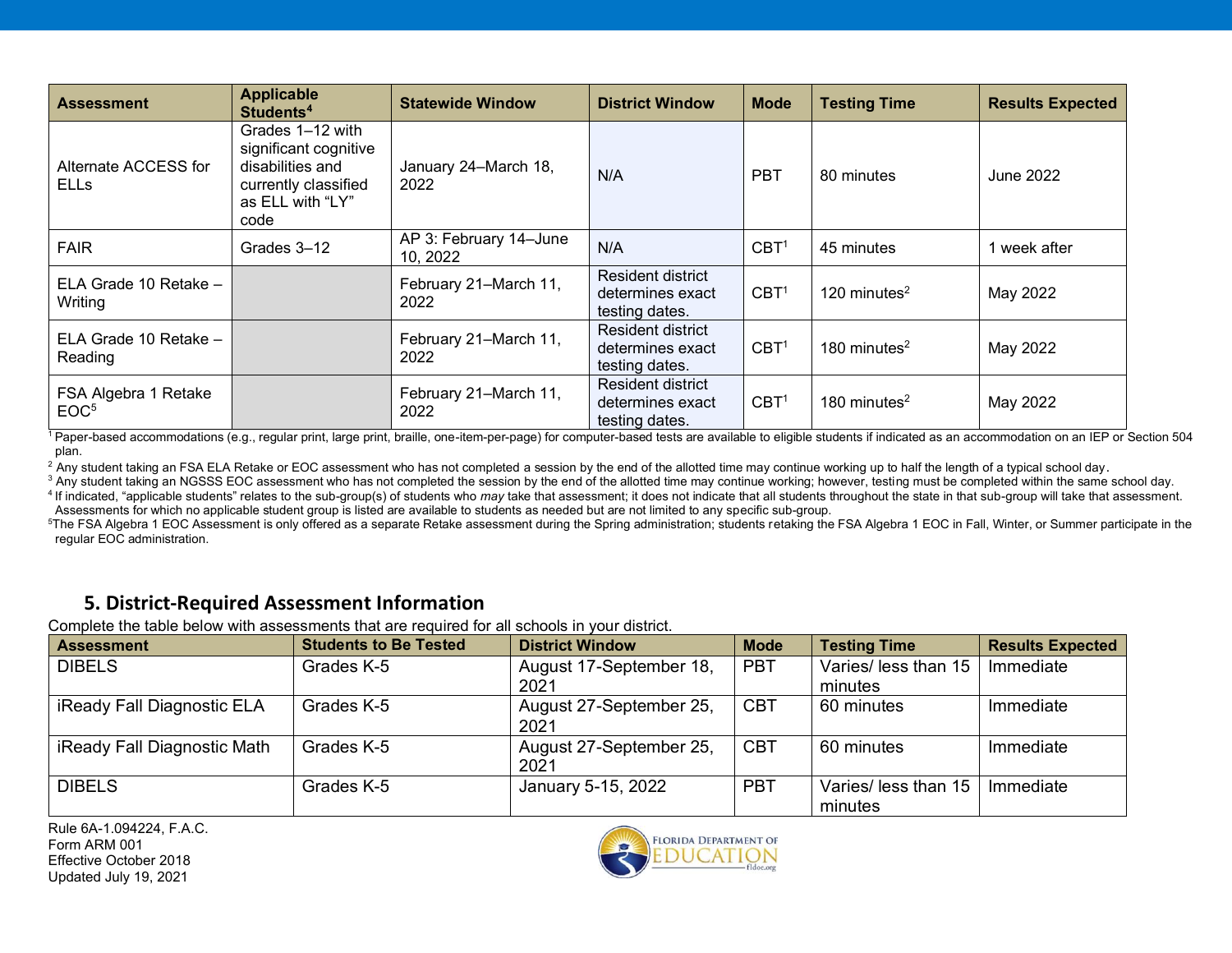| Assessment | Applicable Students[4] | Statewide Window | District Window | Mode | Testing Time | Results Expected |
|---|---|---|---|---|---|---|
| Alternate ACCESS for ELLs | Grades 1–12 with significant cognitive disabilities and currently classified as ELL with “LY” code | January 24–March 18, 2022 | N/A | PBT | 80 minutes | June 2022 |
| FAIR | Grades 3–12 | AP 3: February 14–June 10, 2022 | N/A | CBT[1] | 45 minutes | 1 week after |
| ELA Grade 10 Retake – Writing | | February 21–March 11, 2022 | Resident district determines exact testing dates. | CBT[1] | 120 minutes[2] | May 2022 |
| ELA Grade 10 Retake – Reading | | February 21–March 11, 2022 | Resident district determines exact testing dates. | CBT[1] | 180 minutes[2] | May 2022 |
| FSA Algebra 1 Retake EOC[5] | | February 21–March 11, 2022 | Resident district determines exact testing dates. | CBT[1] | 180 minutes[2] | May 2022 |

[1] Paper-based accommodations (e.g., regular print, large print, braille, one-item-per-page) for computer-based tests are available to eligible students if indicated as an accommodation on an IEP or Section 504 plan.

[2] Any student taking an FSA ELA Retake or EOC assessment who has not completed a session by the end of the allotted time may continue working up to half the length of a typical school day.

[3] Any student taking an NGSSS EOC assessment who has not completed the session by the end of the allotted time may continue working; however, testing must be completed within the same school day.

[4] If indicated, “applicable students” relates to the sub-group(s) of students who *may* take that assessment; it does not indicate that all students throughout the state in that sub-group will take that assessment. Assessments for which no applicable student group is listed are available to students as needed but are not limited to any specific sub-group.

[5] The FSA Algebra 1 EOC Assessment is only offered as a separate Retake assessment during the Spring administration; students retaking the FSA Algebra 1 EOC in Fall, Winter, or Summer participate in the regular EOC administration.

## 5. District-Required Assessment Information

Complete the table below with assessments that are required for all schools in your district.

| Assessment | Students to Be Tested | District Window | Mode | Testing Time | Results Expected |
|---|---|---|---|---|---|
| DIBELS | Grades K-5 | August 17-September 18, 2021 | PBT | Varies/ less than 15 minutes | Immediate |
| iReady Fall Diagnostic ELA | Grades K-5 | August 27-September 25, 2021 | CBT | 60 minutes | Immediate |
| iReady Fall Diagnostic Math | Grades K-5 | August 27-September 25, 2021 | CBT | 60 minutes | Immediate |
| DIBELS | Grades K-5 | January 5-15, 2022 | PBT | Varies/ less than 15 minutes | Immediate |

Rule 6A-1.094224, F.A.C.
Form ARM 001
Effective October 2018
Updated July 19, 2021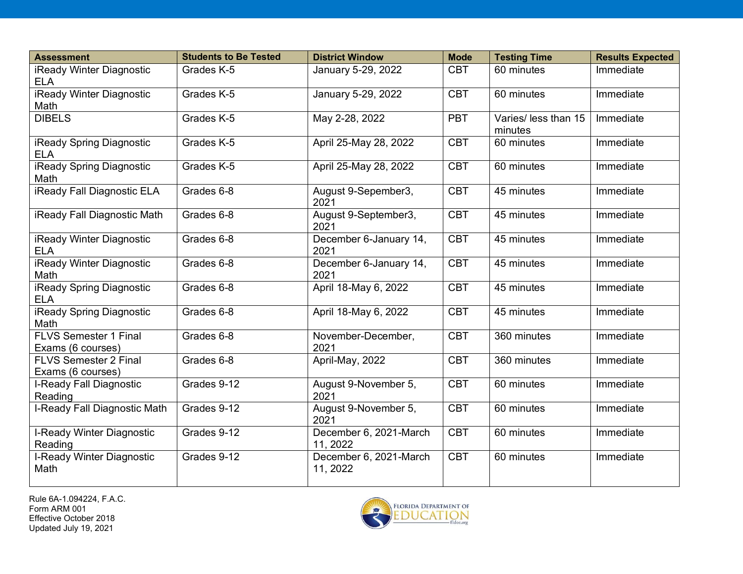| Assessment | Students to Be Tested | District Window | Mode | Testing Time | Results Expected |
|---|---|---|---|---|---|
| iReady Winter Diagnostic ELA | Grades K-5 | January 5-29, 2022 | CBT | 60 minutes | Immediate |
| iReady Winter Diagnostic Math | Grades K-5 | January 5-29, 2022 | CBT | 60 minutes | Immediate |
| DIBELS | Grades K-5 | May 2-28, 2022 | PBT | Varies/ less than 15 minutes | Immediate |
| iReady Spring Diagnostic ELA | Grades K-5 | April 25-May 28, 2022 | CBT | 60 minutes | Immediate |
| iReady Spring Diagnostic Math | Grades K-5 | April 25-May 28, 2022 | CBT | 60 minutes | Immediate |
| iReady Fall Diagnostic ELA | Grades 6-8 | August 9-Sepember3, 2021 | CBT | 45 minutes | Immediate |
| iReady Fall Diagnostic Math | Grades 6-8 | August 9-September3, 2021 | CBT | 45 minutes | Immediate |
| iReady Winter Diagnostic ELA | Grades 6-8 | December 6-January 14, 2021 | CBT | 45 minutes | Immediate |
| iReady Winter Diagnostic Math | Grades 6-8 | December 6-January 14, 2021 | CBT | 45 minutes | Immediate |
| iReady Spring Diagnostic ELA | Grades 6-8 | April 18-May 6, 2022 | CBT | 45 minutes | Immediate |
| iReady Spring Diagnostic Math | Grades 6-8 | April 18-May 6, 2022 | CBT | 45 minutes | Immediate |
| FLVS Semester 1 Final Exams (6 courses) | Grades 6-8 | November-December, 2021 | CBT | 360 minutes | Immediate |
| FLVS Semester 2 Final Exams (6 courses) | Grades 6-8 | April-May, 2022 | CBT | 360 minutes | Immediate |
| I-Ready Fall Diagnostic Reading | Grades 9-12 | August 9-November 5, 2021 | CBT | 60 minutes | Immediate |
| I-Ready Fall Diagnostic Math | Grades 9-12 | August 9-November 5, 2021 | CBT | 60 minutes | Immediate |
| I-Ready Winter Diagnostic Reading | Grades 9-12 | December 6, 2021-March 11, 2022 | CBT | 60 minutes | Immediate |
| I-Ready Winter Diagnostic Math | Grades 9-12 | December 6, 2021-March 11, 2022 | CBT | 60 minutes | Immediate |

Rule 6A-1.094224, F.A.C.
Form ARM 001
Effective October 2018
Updated July 19, 2021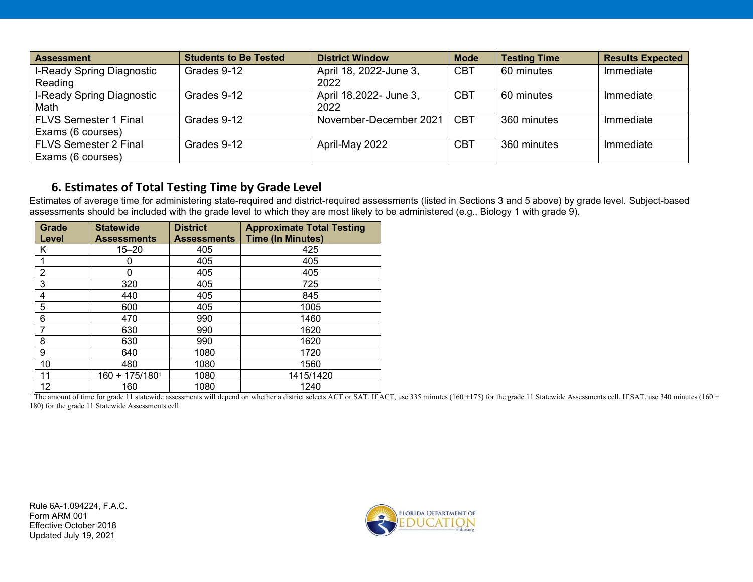| Assessment | Students to Be Tested | District Window | Mode | Testing Time | Results Expected |
|---|---|---|---|---|---|
| I-Ready Spring Diagnostic Reading | Grades 9-12 | April 18, 2022-June 3, 2022 | CBT | 60 minutes | Immediate |
| I-Ready Spring Diagnostic Math | Grades 9-12 | April 18,2022- June 3, 2022 | CBT | 60 minutes | Immediate |
| FLVS Semester 1 Final Exams (6 courses) | Grades 9-12 | November-December 2021 | CBT | 360 minutes | Immediate |
| FLVS Semester 2 Final Exams (6 courses) | Grades 9-12 | April-May 2022 | CBT | 360 minutes | Immediate |

## 6. Estimates of Total Testing Time by Grade Level

Estimates of average time for administering state-required and district-required assessments (listed in Sections 3 and 5 above) by grade level. Subject-based assessments should be included with the grade level to which they are most likely to be administered (e.g., Biology 1 with grade 9).

| Grade Level | Statewide Assessments | District Assessments | Approximate Total Testing Time (In Minutes) |
|---|---|---|---|
| K | 15–20 | 405 | 425 |
| 1 | 0 | 405 | 405 |
| 2 | 0 | 405 | 405 |
| 3 | 320 | 405 | 725 |
| 4 | 440 | 405 | 845 |
| 5 | 600 | 405 | 1005 |
| 6 | 470 | 990 | 1460 |
| 7 | 630 | 990 | 1620 |
| 8 | 630 | 990 | 1620 |
| 9 | 640 | 1080 | 1720 |
| 10 | 480 | 1080 | 1560 |
| 11 | 160 + 175/180[1] | 1080 | 1415/1420 |
| 12 | 160 | 1080 | 1240 |

[1] The amount of time for grade 11 statewide assessments will depend on whether a district selects ACT or SAT. If ACT, use 335 minutes (160 +175) for the grade 11 Statewide Assessments cell. If SAT, use 340 minutes (160 + 180) for the grade 11 Statewide Assessments cell

Rule 6A-1.094224, F.A.C.
Form ARM 001
Effective October 2018
Updated July 19, 2021